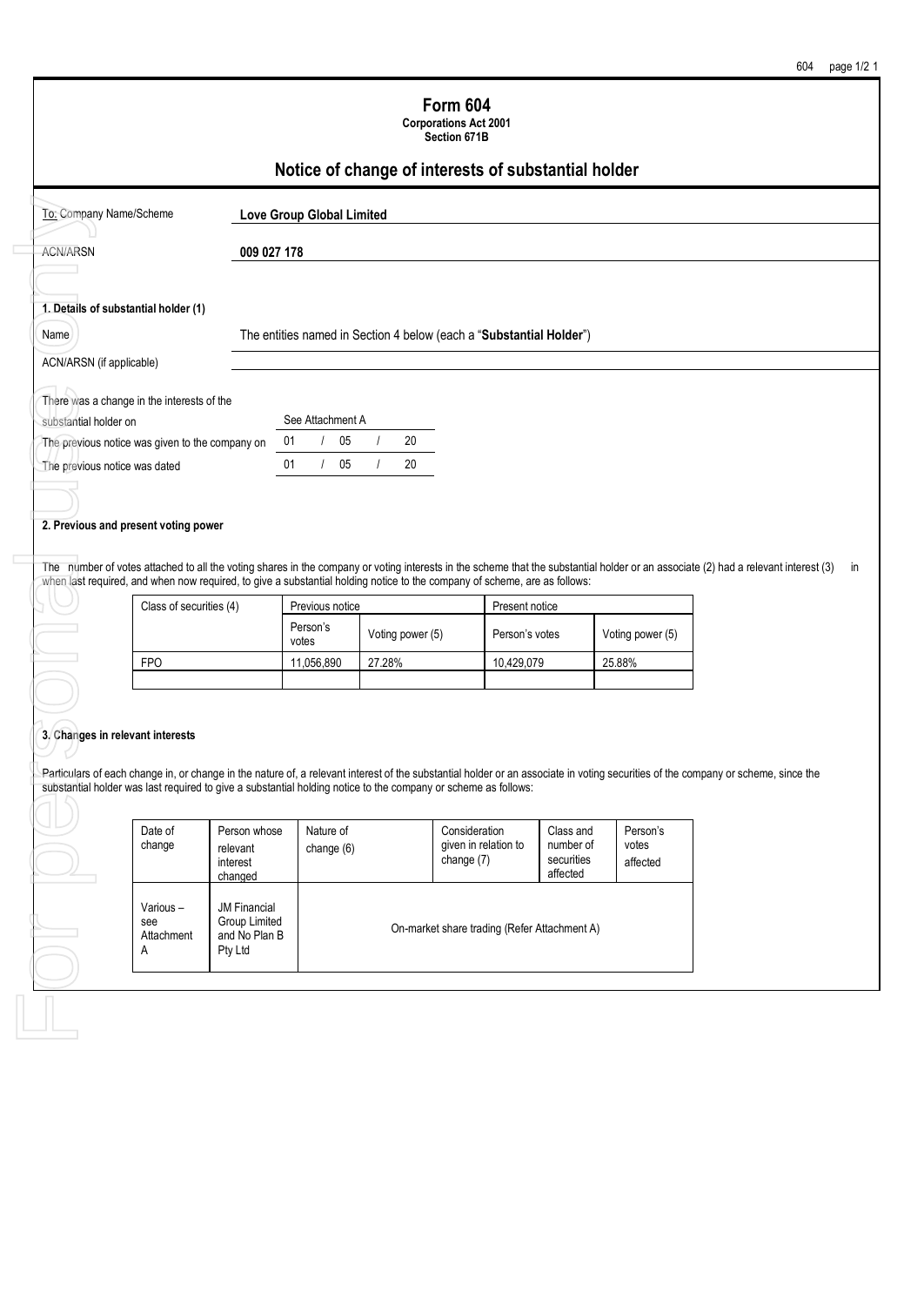# Form 604

**Corporations Act 2001**
**Section 671B**

## Notice of change of interests of substantial holder

| | |
|---|---|
| To: Company Name/Scheme | **Love Group Global Limited** |
| ACN/ARSN | **009 027 178** |

### 1. Details of substantial holder (1)

| | |
|---|---|
| Name | The entities named in Section 4 below (each a "**Substantial Holder**") |
| ACN/ARSN (if applicable) | |

| | |
|---|---|
| There was a change in the interests of the substantial holder on | See Attachment A |
| The previous notice was given to the company on | 01 / 05 / 20 |
| The previous notice was dated | 01 / 05 / 20 |

### 2. Previous and present voting power

The number of votes attached to all the voting shares in the company or voting interests in the scheme that the substantial holder or an associate (2) had a relevant interest (3) in when last required, and when now required, to give a substantial holding notice to the company of scheme, are as follows:

| Class of securities (4) | Previous notice | | Present notice | |
|---|---|---|---|---|
| | Person's votes | Voting power (5) | Person's votes | Voting power (5) |
| FPO | 11,056,890 | 27.28% | 10,429,079 | 25.88% |
| | | | | |

### 3. Changes in relevant interests

Particulars of each change in, or change in the nature of, a relevant interest of the substantial holder or an associate in voting securities of the company or scheme, since the substantial holder was last required to give a substantial holding notice to the company or scheme as follows:

| Date of change | Person whose relevant interest changed | Nature of change (6) | Consideration given in relation to change (7) | Class and number of securities affected | Person's votes affected |
|---|---|---|---|---|---|
| Various – see Attachment A | JM Financial Group Limited and No Plan B Pty Ltd | On-market share trading (Refer Attachment A) | | | |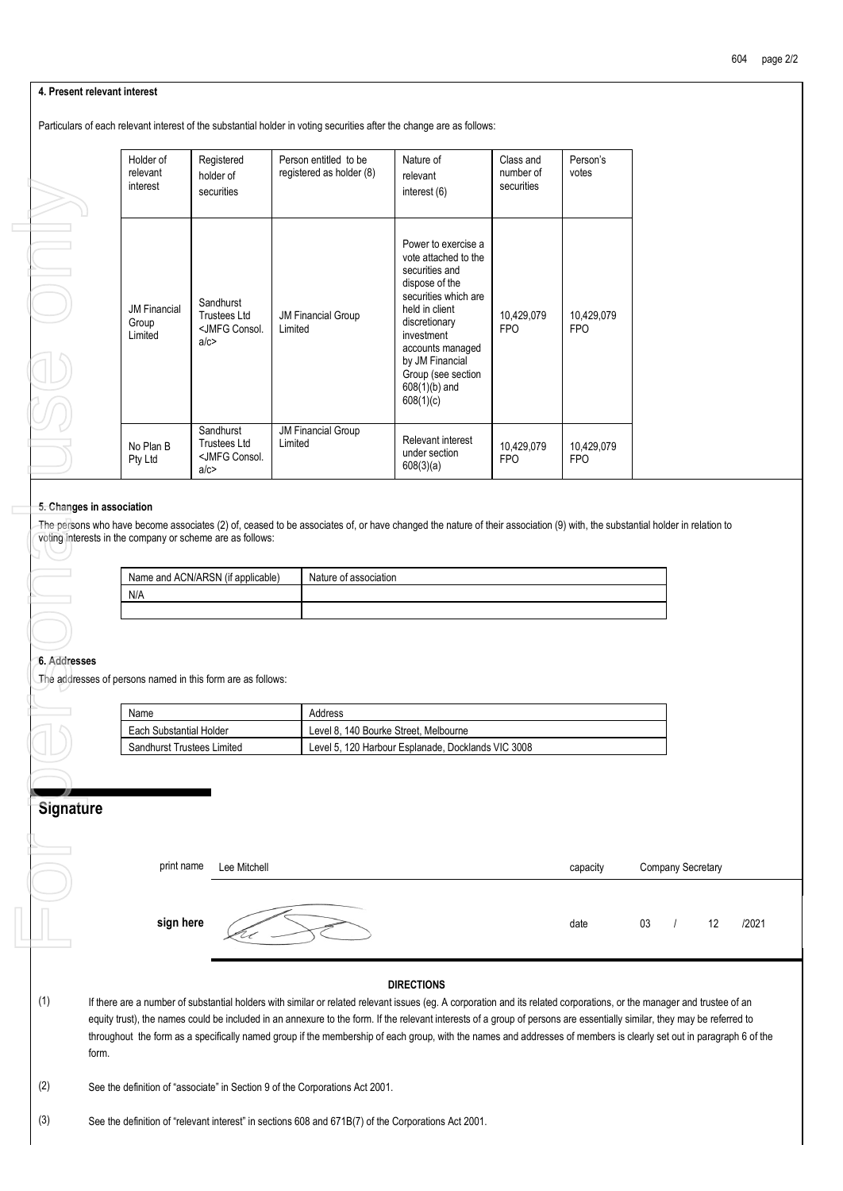## 4. Present relevant interest

Particulars of each relevant interest of the substantial holder in voting securities after the change are as follows:

| Holder of relevant interest | Registered holder of securities | Person entitled to be registered as holder (8) | Nature of relevant interest (6) | Class and number of securities | Person's votes |
|---|---|---|---|---|---|
| JM Financial Group Limited | Sandhurst Trustees Ltd <JMFG Consol. a/c> | JM Financial Group Limited | Power to exercise a vote attached to the securities and dispose of the securities which are held in client discretionary investment accounts managed by JM Financial Group (see section 608(1)(b) and 608(1)(c) | 10,429,079 FPO | 10,429,079 FPO |
| No Plan B Pty Ltd | Sandhurst Trustees Ltd <JMFG Consol. a/c> | JM Financial Group Limited | Relevant interest under section 608(3)(a) | 10,429,079 FPO | 10,429,079 FPO |

## 5. Changes in association

The persons who have become associates (2) of, ceased to be associates of, or have changed the nature of their association (9) with, the substantial holder in relation to voting interests in the company or scheme are as follows:

| Name and ACN/ARSN (if applicable) | Nature of association |
|---|---|
| N/A | |
| | |

## 6. Addresses

The addresses of persons named in this form are as follows:

| Name | Address |
|---|---|
| Each Substantial Holder | Level 8, 140 Bourke Street, Melbourne |
| Sandhurst Trustees Limited | Level 5, 120 Harbour Esplanade, Docklands VIC 3008 |

## Signature

print name Lee Mitchell capacity Company Secretary

**sign here** date 03 / 12 /2021

**DIRECTIONS**

(1) If there are a number of substantial holders with similar or related relevant issues (eg. A corporation and its related corporations, or the manager and trustee of an equity trust), the names could be included in an annexure to the form. If the relevant interests of a group of persons are essentially similar, they may be referred to throughout the form as a specifically named group if the membership of each group, with the names and addresses of members is clearly set out in paragraph 6 of the form.

(2) See the definition of "associate" in Section 9 of the Corporations Act 2001.

(3) See the definition of "relevant interest" in sections 608 and 671B(7) of the Corporations Act 2001.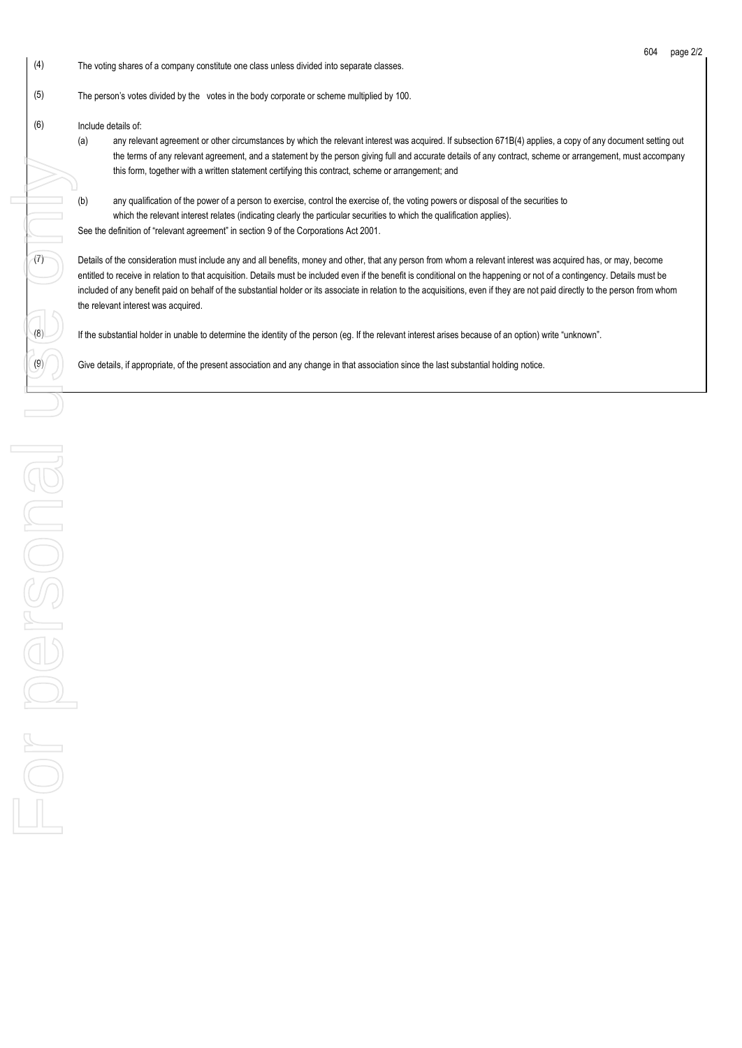(4) The voting shares of a company constitute one class unless divided into separate classes.

(5) The person's votes divided by the votes in the body corporate or scheme multiplied by 100.

(6) Include details of:

(a) any relevant agreement or other circumstances by which the relevant interest was acquired. If subsection 671B(4) applies, a copy of any document setting out the terms of any relevant agreement, and a statement by the person giving full and accurate details of any contract, scheme or arrangement, must accompany this form, together with a written statement certifying this contract, scheme or arrangement; and

(b) any qualification of the power of a person to exercise, control the exercise of, the voting powers or disposal of the securities to which the relevant interest relates (indicating clearly the particular securities to which the qualification applies).

See the definition of "relevant agreement" in section 9 of the Corporations Act 2001.

(7) Details of the consideration must include any and all benefits, money and other, that any person from whom a relevant interest was acquired has, or may, become entitled to receive in relation to that acquisition. Details must be included even if the benefit is conditional on the happening or not of a contingency. Details must be included of any benefit paid on behalf of the substantial holder or its associate in relation to the acquisitions, even if they are not paid directly to the person from whom the relevant interest was acquired.

(8) If the substantial holder in unable to determine the identity of the person (eg. If the relevant interest arises because of an option) write "unknown".

(9) Give details, if appropriate, of the present association and any change in that association since the last substantial holding notice.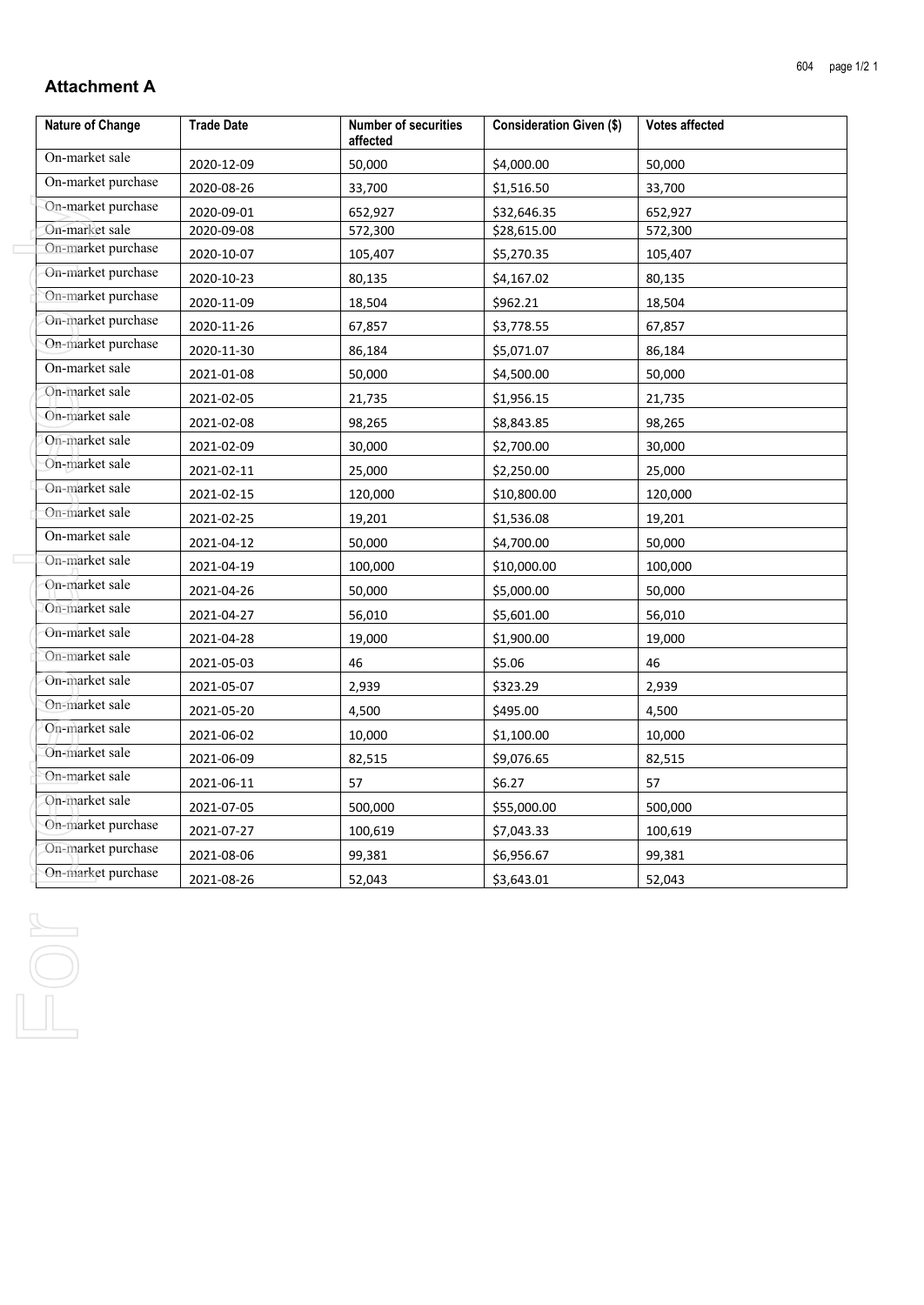## Attachment A

| Nature of Change | Trade Date | Number of securities affected | Consideration Given ($) | Votes affected |
|---|---|---|---|---|
| On-market sale | 2020-12-09 | 50,000 | $4,000.00 | 50,000 |
| On-market purchase | 2020-08-26 | 33,700 | $1,516.50 | 33,700 |
| On-market purchase | 2020-09-01 | 652,927 | $32,646.35 | 652,927 |
| On-market sale | 2020-09-08 | 572,300 | $28,615.00 | 572,300 |
| On-market purchase | 2020-10-07 | 105,407 | $5,270.35 | 105,407 |
| On-market purchase | 2020-10-23 | 80,135 | $4,167.02 | 80,135 |
| On-market purchase | 2020-11-09 | 18,504 | $962.21 | 18,504 |
| On-market purchase | 2020-11-26 | 67,857 | $3,778.55 | 67,857 |
| On-market purchase | 2020-11-30 | 86,184 | $5,071.07 | 86,184 |
| On-market sale | 2021-01-08 | 50,000 | $4,500.00 | 50,000 |
| On-market sale | 2021-02-05 | 21,735 | $1,956.15 | 21,735 |
| On-market sale | 2021-02-08 | 98,265 | $8,843.85 | 98,265 |
| On-market sale | 2021-02-09 | 30,000 | $2,700.00 | 30,000 |
| On-market sale | 2021-02-11 | 25,000 | $2,250.00 | 25,000 |
| On-market sale | 2021-02-15 | 120,000 | $10,800.00 | 120,000 |
| On-market sale | 2021-02-25 | 19,201 | $1,536.08 | 19,201 |
| On-market sale | 2021-04-12 | 50,000 | $4,700.00 | 50,000 |
| On-market sale | 2021-04-19 | 100,000 | $10,000.00 | 100,000 |
| On-market sale | 2021-04-26 | 50,000 | $5,000.00 | 50,000 |
| On-market sale | 2021-04-27 | 56,010 | $5,601.00 | 56,010 |
| On-market sale | 2021-04-28 | 19,000 | $1,900.00 | 19,000 |
| On-market sale | 2021-05-03 | 46 | $5.06 | 46 |
| On-market sale | 2021-05-07 | 2,939 | $323.29 | 2,939 |
| On-market sale | 2021-05-20 | 4,500 | $495.00 | 4,500 |
| On-market sale | 2021-06-02 | 10,000 | $1,100.00 | 10,000 |
| On-market sale | 2021-06-09 | 82,515 | $9,076.65 | 82,515 |
| On-market sale | 2021-06-11 | 57 | $6.27 | 57 |
| On-market sale | 2021-07-05 | 500,000 | $55,000.00 | 500,000 |
| On-market purchase | 2021-07-27 | 100,619 | $7,043.33 | 100,619 |
| On-market purchase | 2021-08-06 | 99,381 | $6,956.67 | 99,381 |
| On-market purchase | 2021-08-26 | 52,043 | $3,643.01 | 52,043 |